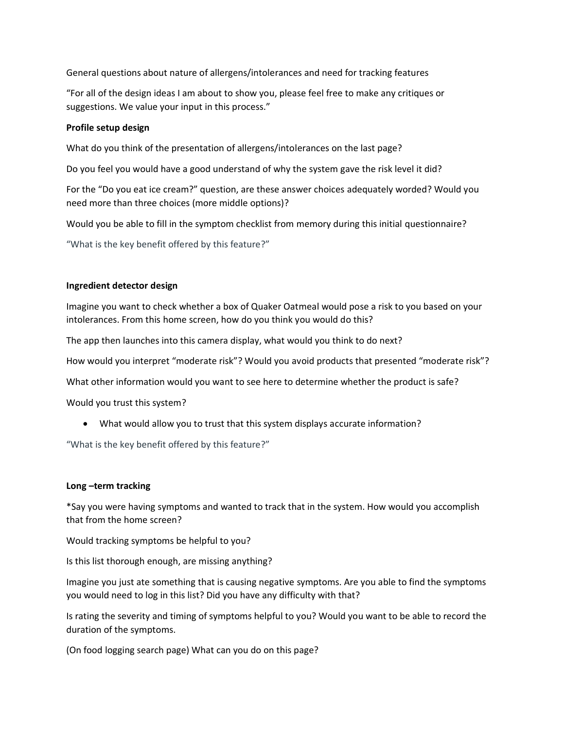General questions about nature of allergens/intolerances and need for tracking features

"For all of the design ideas I am about to show you, please feel free to make any critiques or suggestions. We value your input in this process."

**Profile setup design**

What do you think of the presentation of allergens/intolerances on the last page?

Do you feel you would have a good understand of why the system gave the risk level it did?

For the "Do you eat ice cream?" question, are these answer choices adequately worded? Would you need more than three choices (more middle options)?

Would you be able to fill in the symptom checklist from memory during this initial questionnaire?

"What is the key benefit offered by this feature?"

**Ingredient detector design**

Imagine you want to check whether a box of Quaker Oatmeal would pose a risk to you based on your intolerances. From this home screen, how do you think you would do this?

The app then launches into this camera display, what would you think to do next?

How would you interpret "moderate risk"? Would you avoid products that presented "moderate risk"?

What other information would you want to see here to determine whether the product is safe?

Would you trust this system?

- What would allow you to trust that this system displays accurate information?

"What is the key benefit offered by this feature?"

**Long –term tracking**

*Say you were having symptoms and wanted to track that in the system. How would you accomplish that from the home screen?

Would tracking symptoms be helpful to you?

Is this list thorough enough, are missing anything?

Imagine you just ate something that is causing negative symptoms. Are you able to find the symptoms you would need to log in this list? Did you have any difficulty with that?

Is rating the severity and timing of symptoms helpful to you? Would you want to be able to record the duration of the symptoms.

(On food logging search page) What can you do on this page?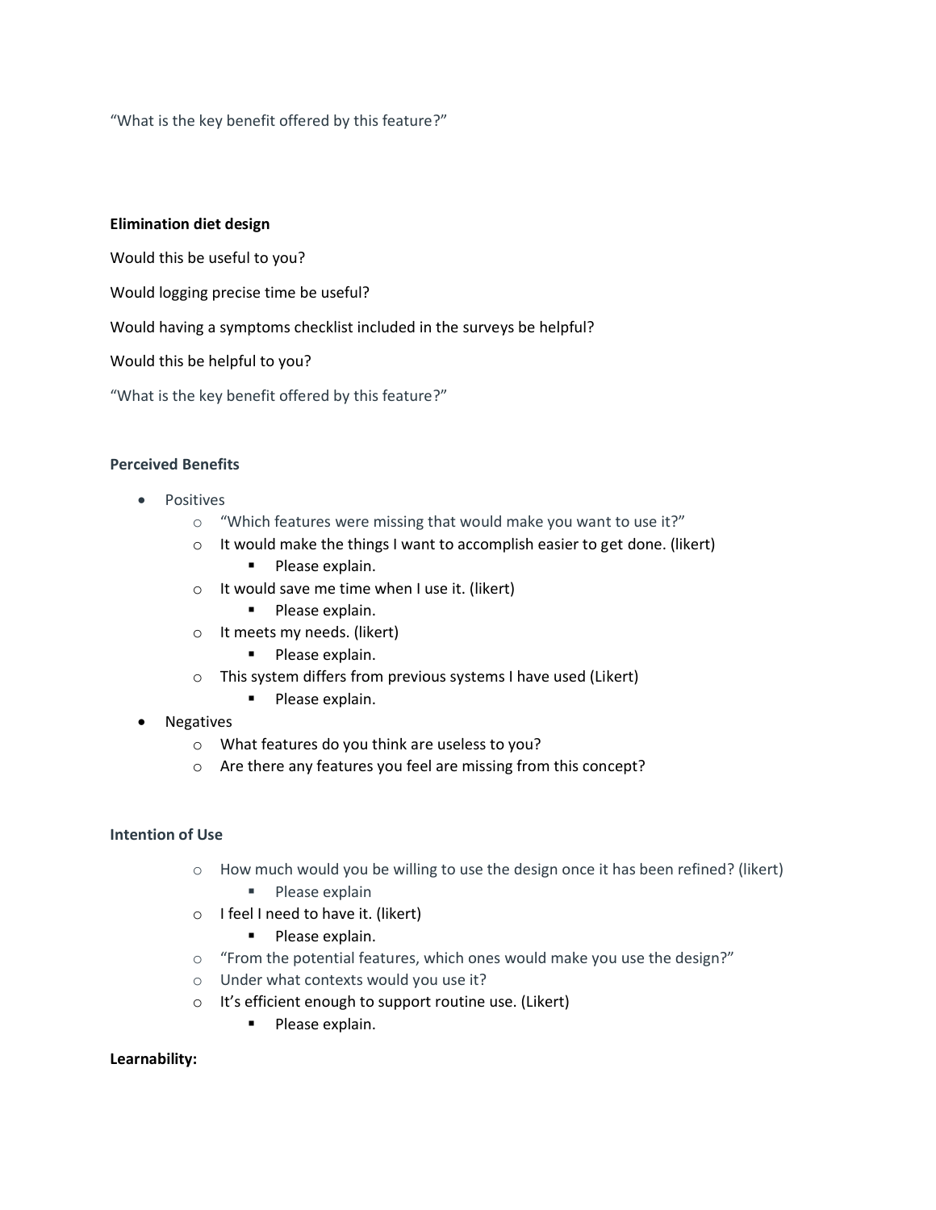"What is the key benefit offered by this feature?"

**Elimination diet design**

Would this be useful to you?

Would logging precise time be useful?

Would having a symptoms checklist included in the surveys be helpful?

Would this be helpful to you?

"What is the key benefit offered by this feature?"

**Perceived Benefits**

- Positives
  - "Which features were missing that would make you want to use it?"
  - It would make the things I want to accomplish easier to get done. (likert)
    - Please explain.
  - It would save me time when I use it. (likert)
    - Please explain.
  - It meets my needs. (likert)
    - Please explain.
  - This system differs from previous systems I have used (Likert)
    - Please explain.
- Negatives
  - What features do you think are useless to you?
  - Are there any features you feel are missing from this concept?

**Intention of Use**

- How much would you be willing to use the design once it has been refined? (likert)
  - Please explain
- I feel I need to have it. (likert)
  - Please explain.
- "From the potential features, which ones would make you use the design?"
- Under what contexts would you use it?
- It's efficient enough to support routine use. (Likert)
  - Please explain.

**Learnability:**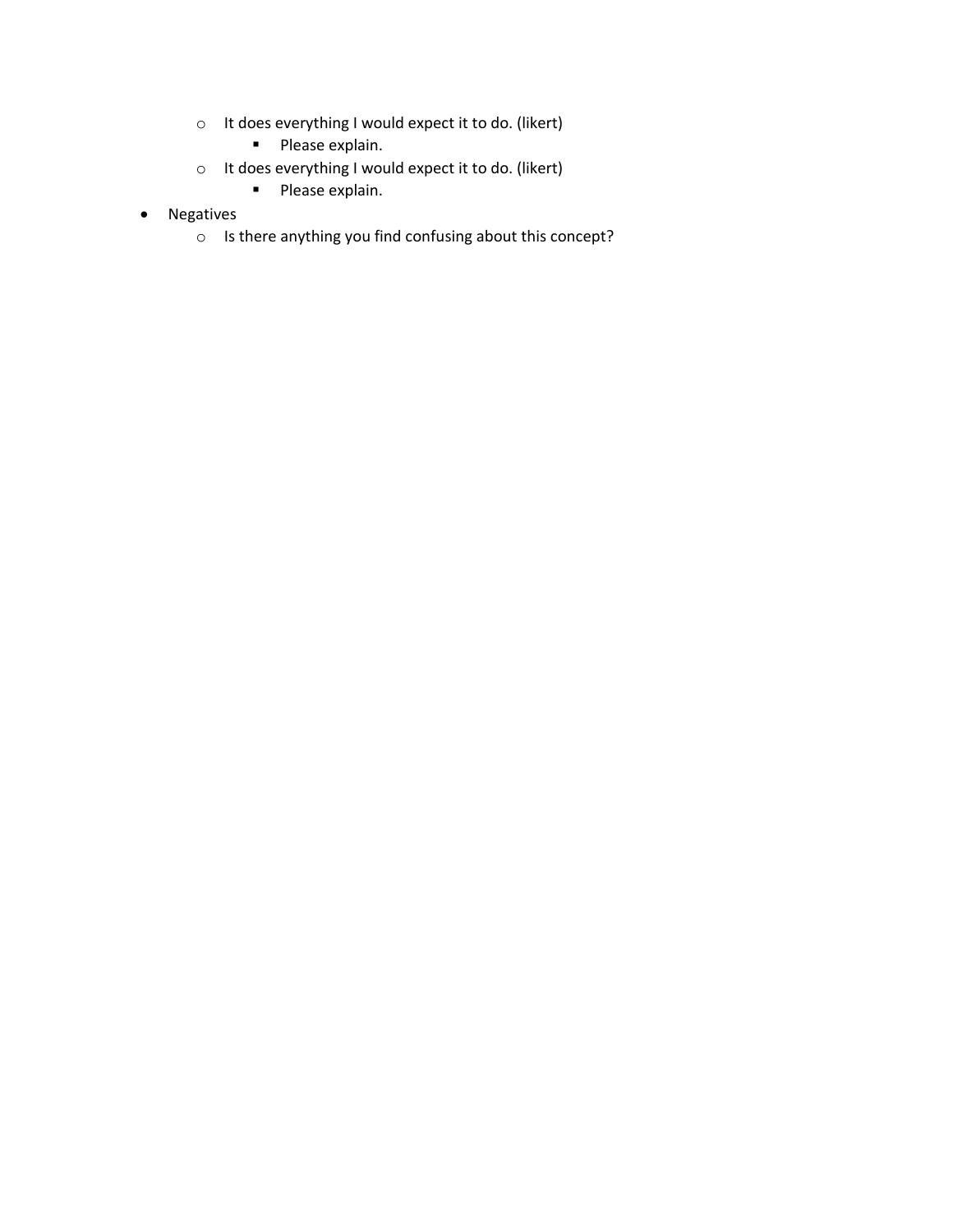- It does everything I would expect it to do. (likert)
  - Please explain.
- It does everything I would expect it to do. (likert)
  - Please explain.

- Negatives
  - Is there anything you find confusing about this concept?